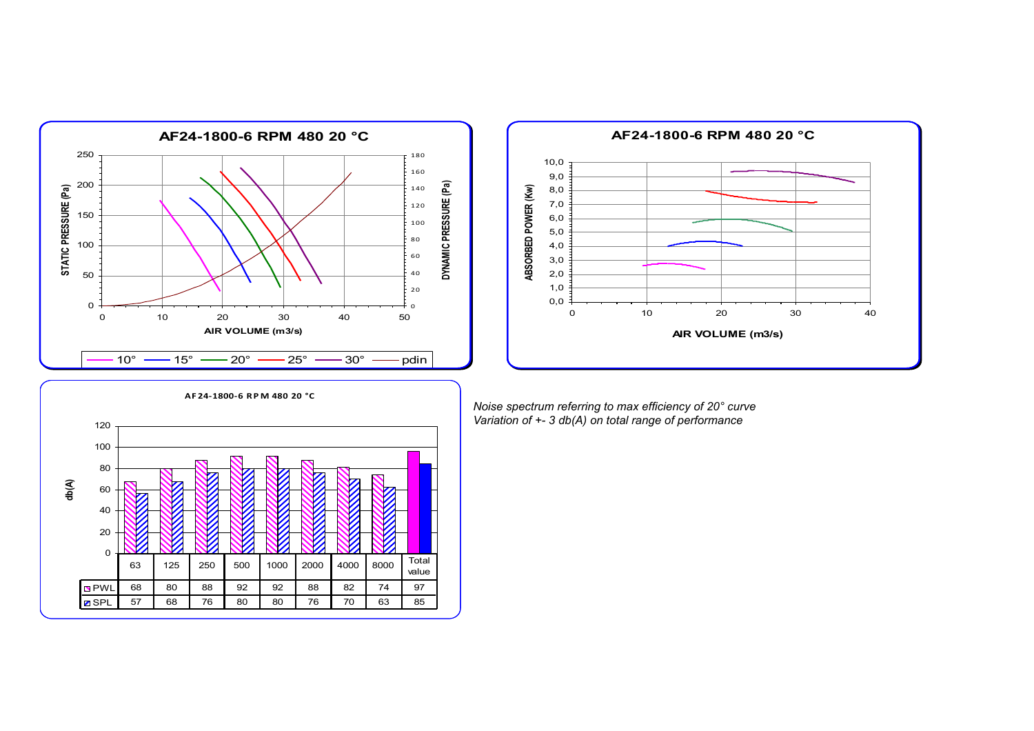**AF24-1800-6 RPM 480 20 °C**

STATIC PRESSURE (Pa) / DYNAMIC PRESSURE (Pa) vs AIR VOLUME (m3/s)

Legend: 10° — 15° — 20° — 25° — 30° — pdin

**AF24-1800-6 RPM 480 20 °C**

ABSORBED POWER (Kw) vs AIR VOLUME (m3/s)

**AF24-1800-6 RPM 480 20 °C**

db(A)

| | 63 | 125 | 250 | 500 | 1000 | 2000 | 4000 | 8000 | Total value |
|---|---|---|---|---|---|---|---|---|---|
| PWL | 68 | 80 | 88 | 92 | 92 | 88 | 82 | 74 | 97 |
| SPL | 57 | 68 | 76 | 80 | 80 | 76 | 70 | 63 | 85 |

*Noise spectrum referring to max efficiency of 20° curve*
*Variation of +- 3 db(A) on total range of performance*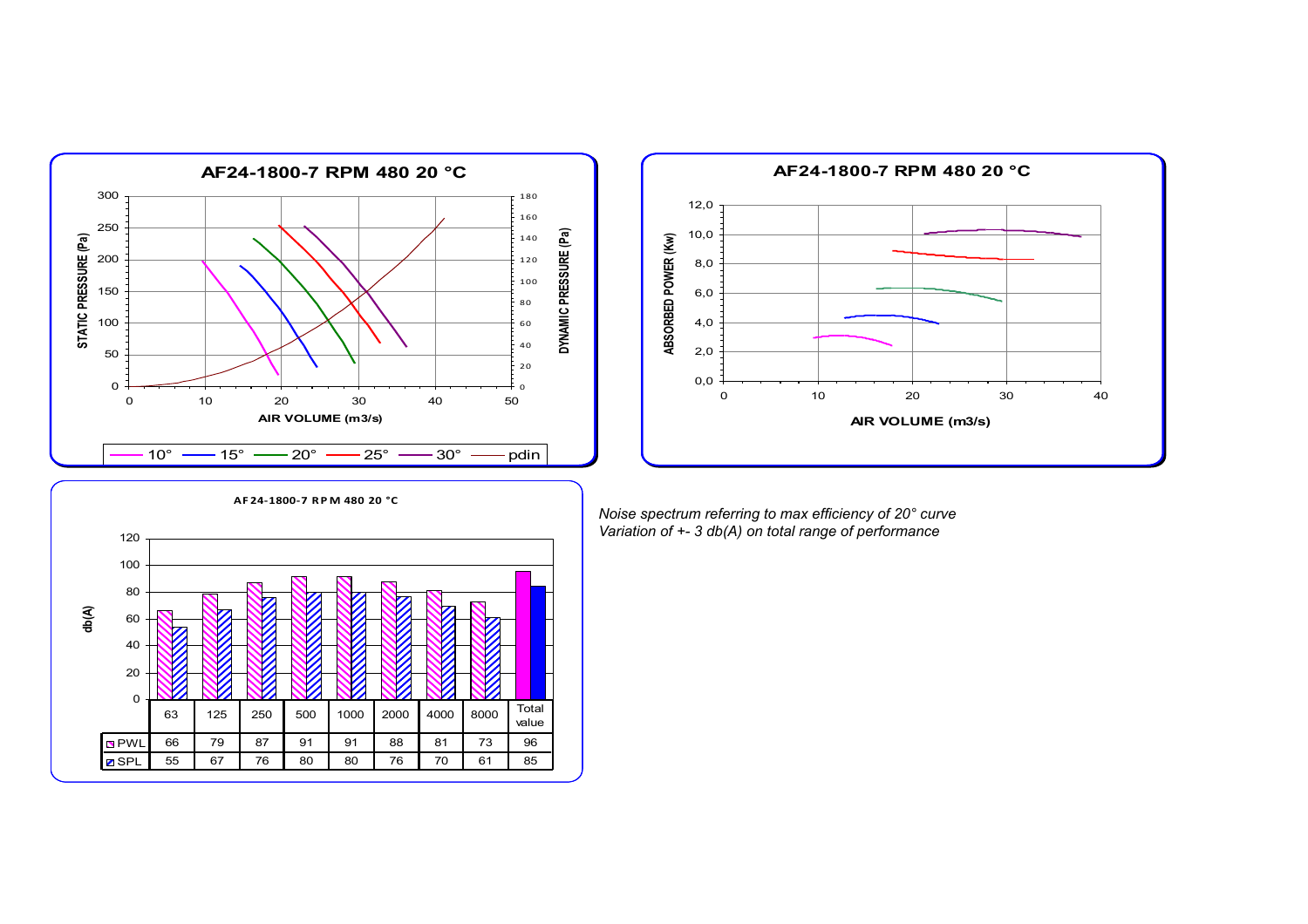**AF24-1800-7 RPM 480 20 °C**

STATIC PRESSURE (Pa) / DYNAMIC PRESSURE (Pa) vs AIR VOLUME (m3/s)

Legend: 10° — 15° — 20° — 25° — 30° — pdin

**AF24-1800-7 RPM 480 20 °C**

ABSORBED POWER (Kw) vs AIR VOLUME (m3/s)

**AF24-1800-7 RPM 480 20 °C**

db(A)

| | 63 | 125 | 250 | 500 | 1000 | 2000 | 4000 | 8000 | Total value |
|---|---|---|---|---|---|---|---|---|---|
| PWL | 66 | 79 | 87 | 91 | 91 | 88 | 81 | 73 | 96 |
| SPL | 55 | 67 | 76 | 80 | 80 | 76 | 70 | 61 | 85 |

*Noise spectrum referring to max efficiency of 20° curve*
*Variation of +- 3 db(A) on total range of performance*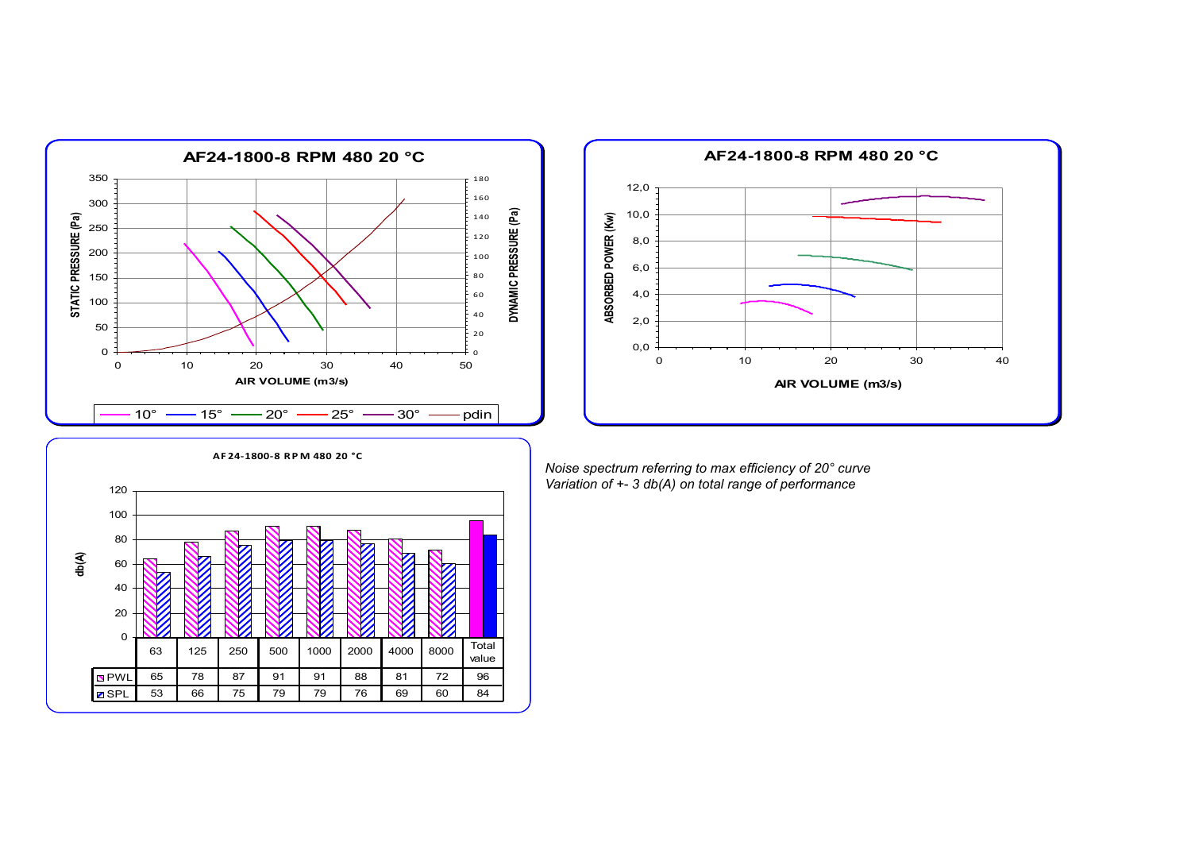**AF24-1800-8 RPM 480 20 °C**

**AF24-1800-8 RPM 480 20 °C**

**AF24-1800-8 RPM 480 20 °C**

| | 63 | 125 | 250 | 500 | 1000 | 2000 | 4000 | 8000 | Total value |
|---|---|---|---|---|---|---|---|---|---|
| PWL | 65 | 78 | 87 | 91 | 91 | 88 | 81 | 72 | 96 |
| SPL | 53 | 66 | 75 | 79 | 79 | 76 | 69 | 60 | 84 |

*Noise spectrum referring to max efficiency of 20° curve*
*Variation of +- 3 db(A) on total range of performance*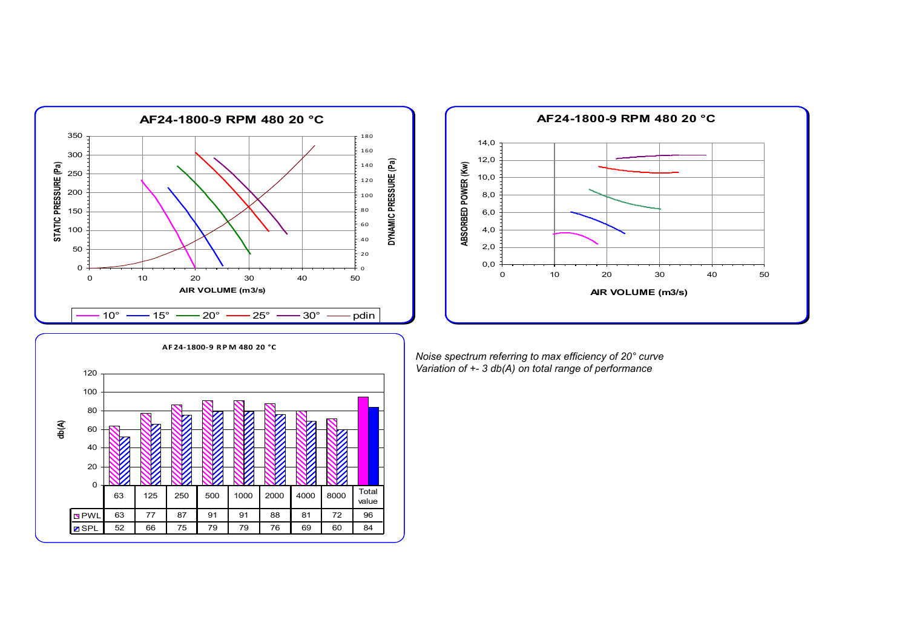## AF24-1800-9 RPM 480 20 °C

STATIC PRESSURE (Pa) / DYNAMIC PRESSURE (Pa) vs AIR VOLUME (m3/s)

10° — 15° — 20° — 25° — 30° — pdin

## AF24-1800-9 RPM 480 20 °C

ABSORBED POWER (Kw) vs AIR VOLUME (m3/s)

## AF24-1800-9 RPM 480 20 °C

db(A)

| | 63 | 125 | 250 | 500 | 1000 | 2000 | 4000 | 8000 | Total value |
|---|---|---|---|---|---|---|---|---|---|
| PWL | 63 | 77 | 87 | 91 | 91 | 88 | 81 | 72 | 96 |
| SPL | 52 | 66 | 75 | 79 | 79 | 76 | 69 | 60 | 84 |

*Noise spectrum referring to max efficiency of 20° curve*
*Variation of +- 3 db(A) on total range of performance*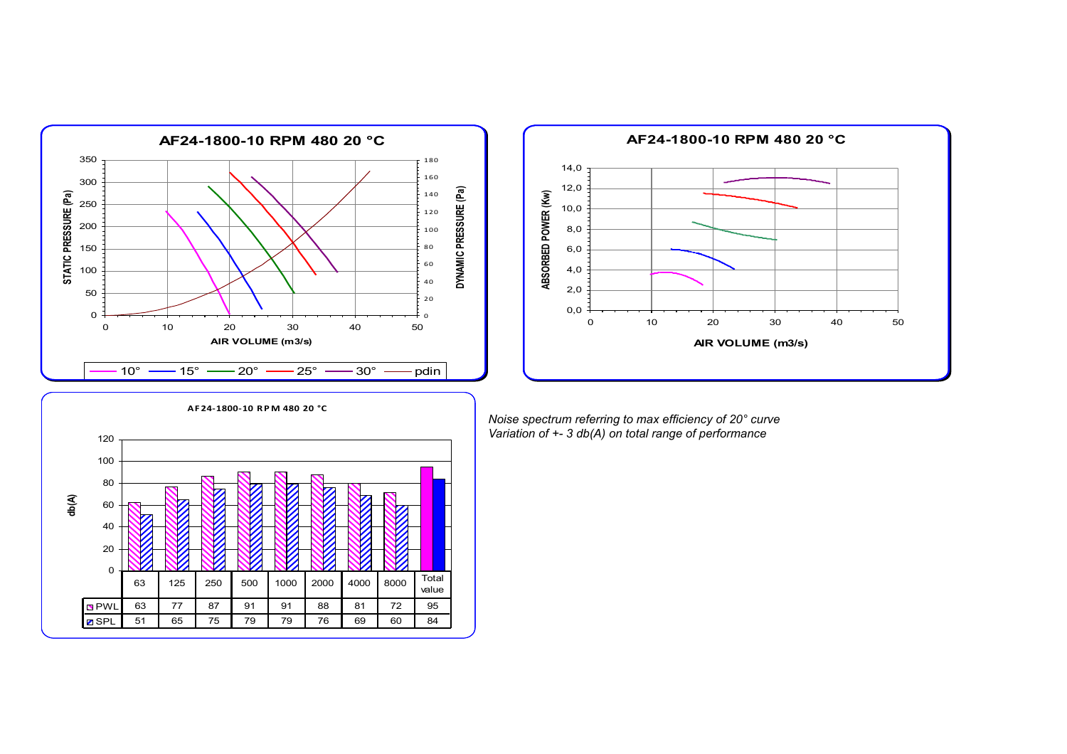**AF24-1800-10 RPM 480 20 °C**

STATIC PRESSURE (Pa) / DYNAMIC PRESSURE (Pa) vs AIR VOLUME (m3/s)

Legend: 10° — 15° — 20° — 25° — 30° — pdin

**AF24-1800-10 RPM 480 20 °C**

ABSORBED POWER (Kw) vs AIR VOLUME (m3/s)

**AF24-1800-10 RPM 480 20 °C**

db(A)

| | 63 | 125 | 250 | 500 | 1000 | 2000 | 4000 | 8000 | Total value |
|---|---|---|---|---|---|---|---|---|---|
| PWL | 63 | 77 | 87 | 91 | 91 | 88 | 81 | 72 | 95 |
| SPL | 51 | 65 | 75 | 79 | 79 | 76 | 69 | 60 | 84 |

*Noise spectrum referring to max efficiency of 20° curve*
*Variation of +- 3 db(A) on total range of performance*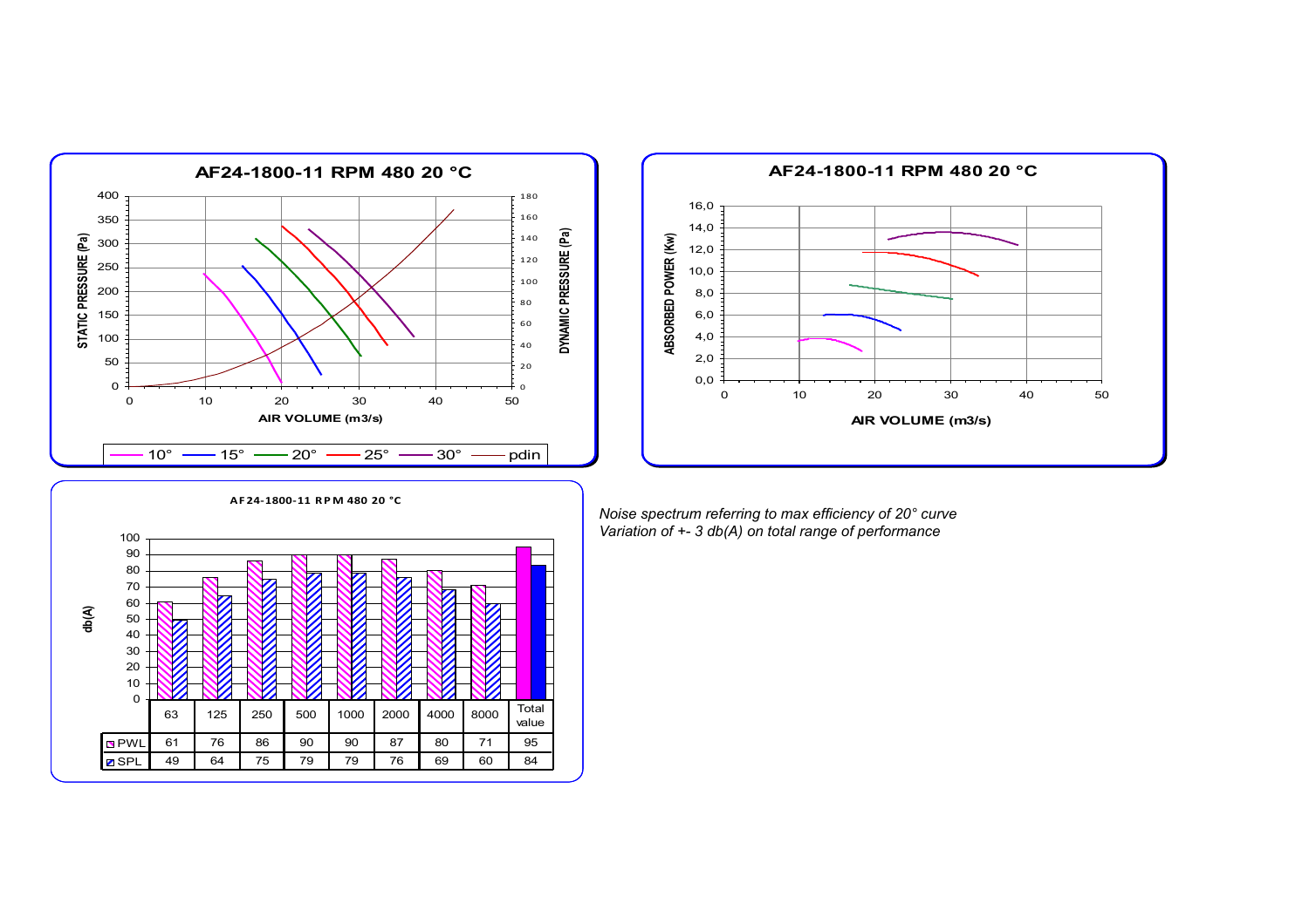**AF24-1800-11 RPM 480 20 °C**

STATIC PRESSURE (Pa) / DYNAMIC PRESSURE (Pa) / AIR VOLUME (m3/s)

10° — 15° — 20° — 25° — 30° — pdin

**AF24-1800-11 RPM 480 20 °C**

ABSORBED POWER (Kw) / AIR VOLUME (m3/s)

**AF24-1800-11 RPM 480 20 °C**

db(A)

| | 63 | 125 | 250 | 500 | 1000 | 2000 | 4000 | 8000 | Total value |
|---|---|---|---|---|---|---|---|---|---|
| PWL | 61 | 76 | 86 | 90 | 90 | 87 | 80 | 71 | 95 |
| SPL | 49 | 64 | 75 | 79 | 79 | 76 | 69 | 60 | 84 |

*Noise spectrum referring to max efficiency of 20° curve*
*Variation of +- 3 db(A) on total range of performance*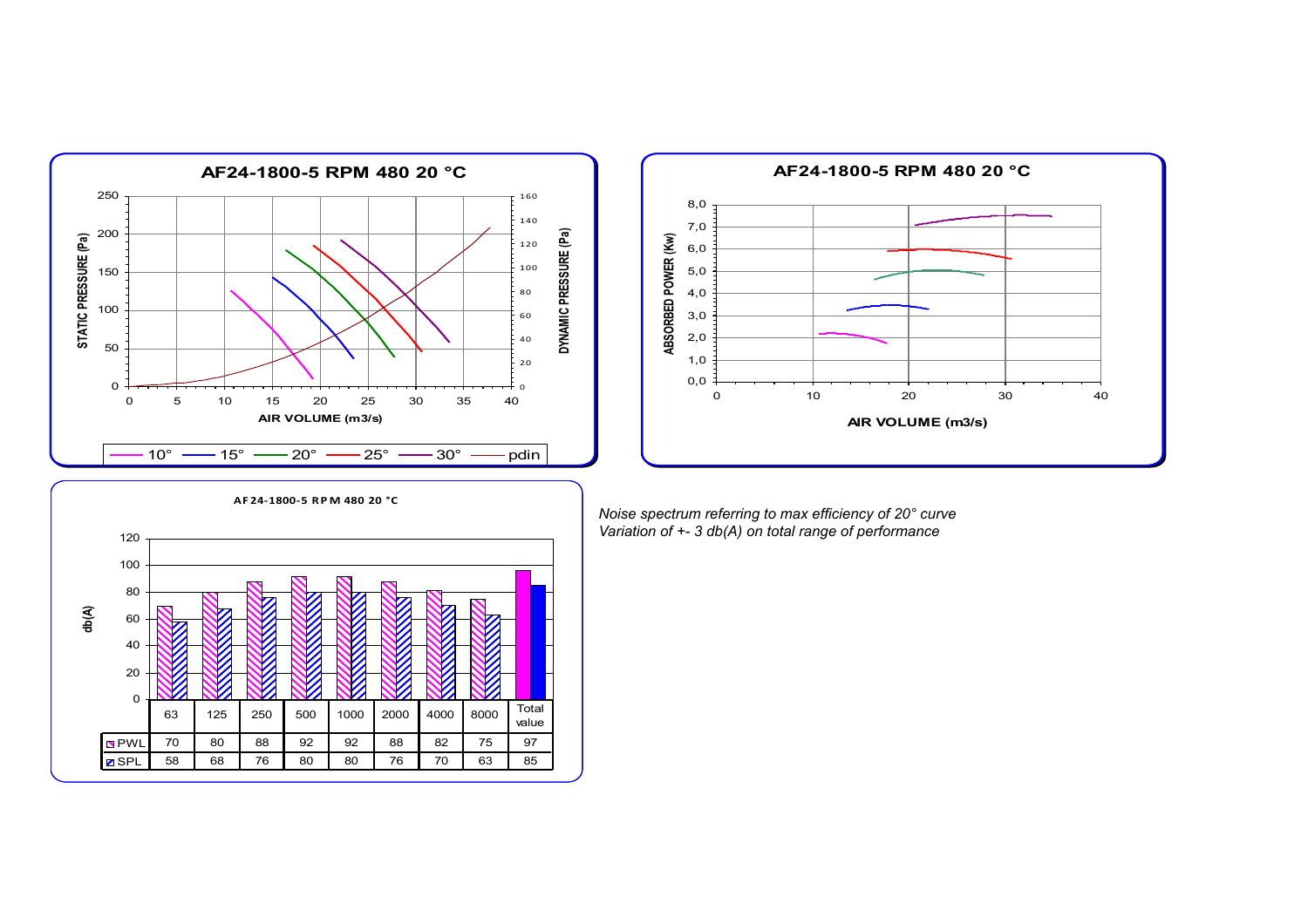**AF24-1800-5 RPM 480 20 °C**

STATIC PRESSURE (Pa)

DYNAMIC PRESSURE (Pa)

AIR VOLUME (m3/s)

0 5 10 15 20 25 30 35 40

0 50 100 150 200 250

0 20 40 60 80 100 120 140 160

10° 15° 20° 25° 30° pdin

**AF24-1800-5 RPM 480 20 °C**

ABSORBED POWER (Kw)

AIR VOLUME (m3/s)

0 10 20 30 40

0,0 1,0 2,0 3,0 4,0 5,0 6,0 7,0 8,0

**AF24-1800-5 RPM 480 20 °C**

db(A)

0 20 40 60 80 100 120

| | 63 | 125 | 250 | 500 | 1000 | 2000 | 4000 | 8000 | Total value |
|---|---|---|---|---|---|---|---|---|---|
| PWL | 70 | 80 | 88 | 92 | 92 | 88 | 82 | 75 | 97 |
| SPL | 58 | 68 | 76 | 80 | 80 | 76 | 70 | 63 | 85 |

*Noise spectrum referring to max efficiency of 20° curve*
*Variation of +- 3 db(A) on total range of performance*